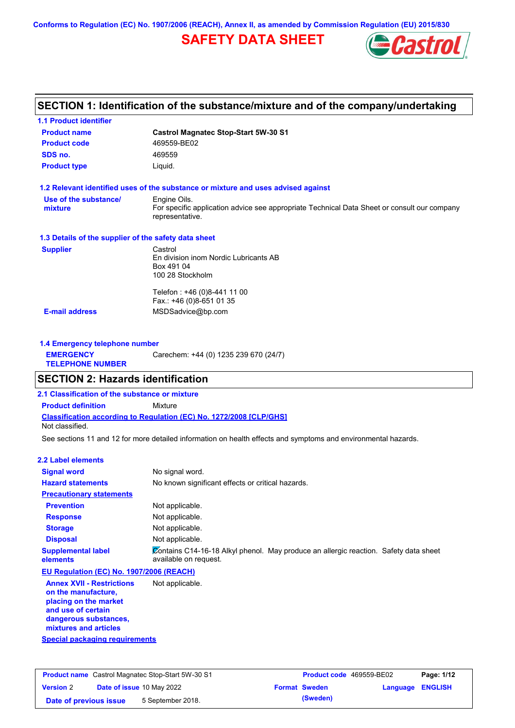Conforms to Regulation (EC) No. 1907/2006 (REACH), Annex II, as amended by Commission Regulation (EU) 2015/830

# SAFETY DATA SHEET

## SECTION 1: Identification of the substance/mixture and of the company/undertaking

### 1.1 Product identifier

| | |
|---|---|
| **Product name** | **Castrol Magnatec Stop-Start 5W-30 S1** |
| **Product code** | 469559-BE02 |
| **SDS no.** | 469559 |
| **Product type** | Liquid. |

### 1.2 Relevant identified uses of the substance or mixture and uses advised against

| | |
|---|---|
| **Use of the substance/ mixture** | Engine Oils. For specific application advice see appropriate Technical Data Sheet or consult our company representative. |

### 1.3 Details of the supplier of the safety data sheet

| | |
|---|---|
| **Supplier** | Castrol En division inom Nordic Lubricants AB Box 491 04 100 28 Stockholm<br><br>Telefon : +46 (0)8-441 11 00 Fax.: +46 (0)8-651 01 35 |
| **E-mail address** | MSDSadvice@bp.com |

### 1.4 Emergency telephone number

| | |
|---|---|
| **EMERGENCY TELEPHONE NUMBER** | Carechem: +44 (0) 1235 239 670 (24/7) |

## SECTION 2: Hazards identification

### 2.1 Classification of the substance or mixture

**Product definition** Mixture

**Classification according to Regulation (EC) No. 1272/2008 [CLP/GHS]**

Not classified.

See sections 11 and 12 for more detailed information on health effects and symptoms and environmental hazards.

### 2.2 Label elements

| | |
|---|---|
| **Signal word** | No signal word. |
| **Hazard statements** | No known significant effects or critical hazards. |
| **Precautionary statements** | |
| **Prevention** | Not applicable. |
| **Response** | Not applicable. |
| **Storage** | Not applicable. |
| **Disposal** | Not applicable. |
| **Supplemental label elements** | Contains C14-16-18 Alkyl phenol. May produce an allergic reaction. Safety data sheet available on request. |

**EU Regulation (EC) No. 1907/2006 (REACH)**

| | |
|---|---|
| **Annex XVII - Restrictions on the manufacture, placing on the market and use of certain dangerous substances, mixtures and articles** | Not applicable. |

**Special packaging requirements**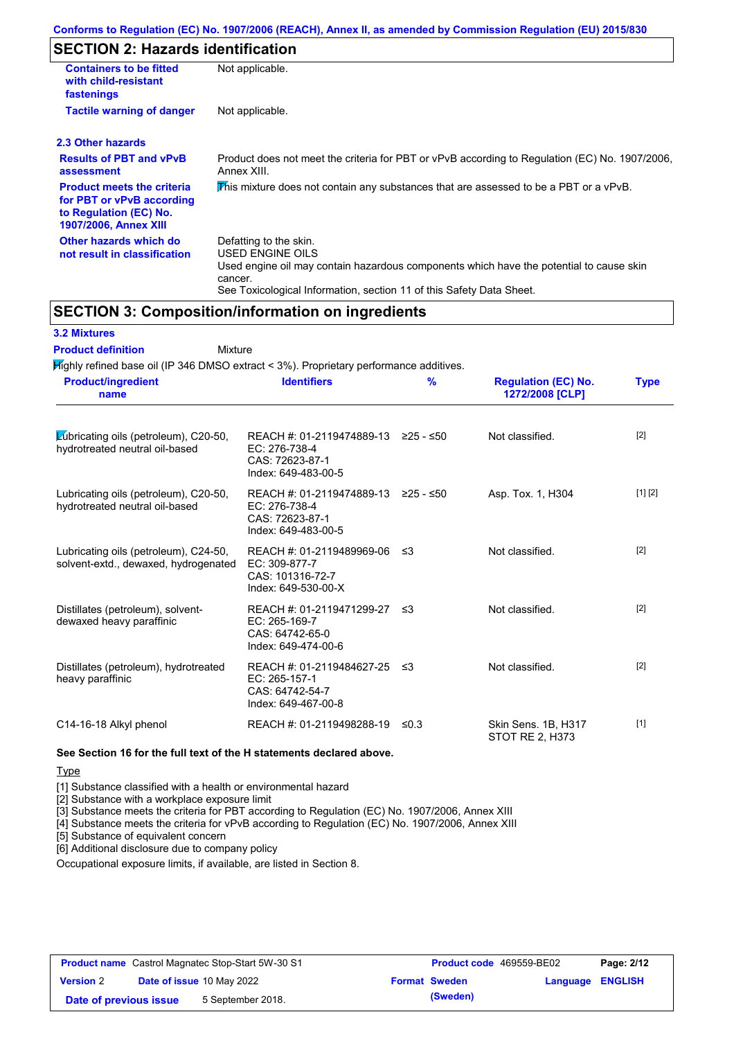## SECTION 2: Hazards identification

| | |
|---|---|
| **Containers to be fitted with child-resistant fastenings** | Not applicable. |
| **Tactile warning of danger** | Not applicable. |

### 2.3 Other hazards

| | |
|---|---|
| **Results of PBT and vPvB assessment** | Product does not meet the criteria for PBT or vPvB according to Regulation (EC) No. 1907/2006, Annex XIII. |
| **Product meets the criteria for PBT or vPvB according to Regulation (EC) No. 1907/2006, Annex XIII** | This mixture does not contain any substances that are assessed to be a PBT or a vPvB. |
| **Other hazards which do not result in classification** | Defatting to the skin.<br>USED ENGINE OILS<br>Used engine oil may contain hazardous components which have the potential to cause skin cancer.<br>See Toxicological Information, section 11 of this Safety Data Sheet. |

## SECTION 3: Composition/information on ingredients

### 3.2 Mixtures

**Product definition** Mixture

Highly refined base oil (IP 346 DMSO extract < 3%). Proprietary performance additives.

| Product/ingredient name | Identifiers | % | Regulation (EC) No. 1272/2008 [CLP] | Type |
|---|---|---|---|---|
| Lubricating oils (petroleum), C20-50, hydrotreated neutral oil-based | REACH #: 01-2119474889-13<br>EC: 276-738-4<br>CAS: 72623-87-1<br>Index: 649-483-00-5 | ≥25 - ≤50 | Not classified. | [2] |
| Lubricating oils (petroleum), C20-50, hydrotreated neutral oil-based | REACH #: 01-2119474889-13<br>EC: 276-738-4<br>CAS: 72623-87-1<br>Index: 649-483-00-5 | ≥25 - ≤50 | Asp. Tox. 1, H304 | [1] [2] |
| Lubricating oils (petroleum), C24-50, solvent-extd., dewaxed, hydrogenated | REACH #: 01-2119489969-06<br>EC: 309-877-7<br>CAS: 101316-72-7<br>Index: 649-530-00-X | ≤3 | Not classified. | [2] |
| Distillates (petroleum), solvent-dewaxed heavy paraffinic | REACH #: 01-2119471299-27<br>EC: 265-169-7<br>CAS: 64742-65-0<br>Index: 649-474-00-6 | ≤3 | Not classified. | [2] |
| Distillates (petroleum), hydrotreated heavy paraffinic | REACH #: 01-2119484627-25<br>EC: 265-157-1<br>CAS: 64742-54-7<br>Index: 649-467-00-8 | ≤3 | Not classified. | [2] |
| C14-16-18 Alkyl phenol | REACH #: 01-2119498288-19 | ≤0.3 | Skin Sens. 1B, H317<br>STOT RE 2, H373 | [1] |

**See Section 16 for the full text of the H statements declared above.**

Type

[1] Substance classified with a health or environmental hazard
[2] Substance with a workplace exposure limit
[3] Substance meets the criteria for PBT according to Regulation (EC) No. 1907/2006, Annex XIII
[4] Substance meets the criteria for vPvB according to Regulation (EC) No. 1907/2006, Annex XIII
[5] Substance of equivalent concern
[6] Additional disclosure due to company policy

Occupational exposure limits, if available, are listed in Section 8.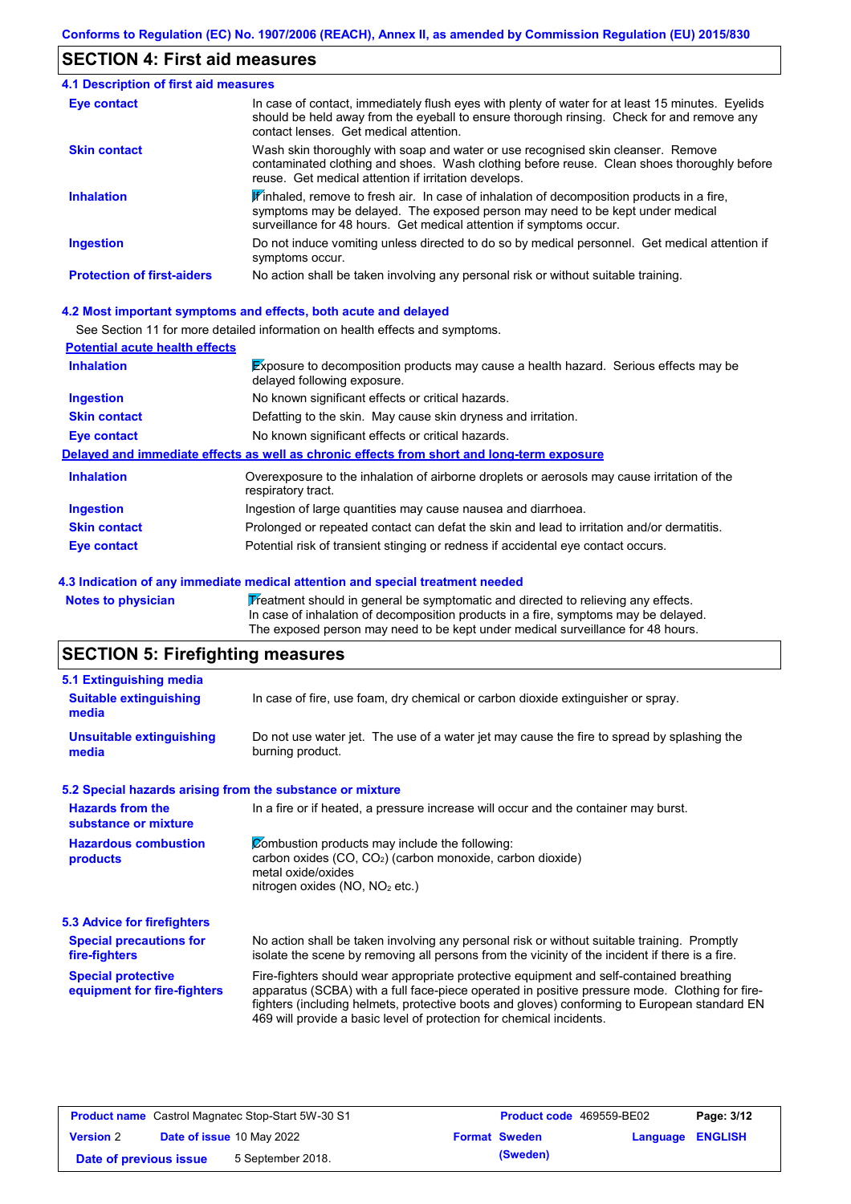## SECTION 4: First aid measures

### 4.1 Description of first aid measures

| | |
|---|---|
| **Eye contact** | In case of contact, immediately flush eyes with plenty of water for at least 15 minutes. Eyelids should be held away from the eyeball to ensure thorough rinsing. Check for and remove any contact lenses. Get medical attention. |
| **Skin contact** | Wash skin thoroughly with soap and water or use recognised skin cleanser. Remove contaminated clothing and shoes. Wash clothing before reuse. Clean shoes thoroughly before reuse. Get medical attention if irritation develops. |
| **Inhalation** | If inhaled, remove to fresh air. In case of inhalation of decomposition products in a fire, symptoms may be delayed. The exposed person may need to be kept under medical surveillance for 48 hours. Get medical attention if symptoms occur. |
| **Ingestion** | Do not induce vomiting unless directed to do so by medical personnel. Get medical attention if symptoms occur. |
| **Protection of first-aiders** | No action shall be taken involving any personal risk or without suitable training. |

### 4.2 Most important symptoms and effects, both acute and delayed

See Section 11 for more detailed information on health effects and symptoms.

**Potential acute health effects**

| | |
|---|---|
| **Inhalation** | Exposure to decomposition products may cause a health hazard. Serious effects may be delayed following exposure. |
| **Ingestion** | No known significant effects or critical hazards. |
| **Skin contact** | Defatting to the skin. May cause skin dryness and irritation. |
| **Eye contact** | No known significant effects or critical hazards. |

**Delayed and immediate effects as well as chronic effects from short and long-term exposure**

| | |
|---|---|
| **Inhalation** | Overexposure to the inhalation of airborne droplets or aerosols may cause irritation of the respiratory tract. |
| **Ingestion** | Ingestion of large quantities may cause nausea and diarrhoea. |
| **Skin contact** | Prolonged or repeated contact can defat the skin and lead to irritation and/or dermatitis. |
| **Eye contact** | Potential risk of transient stinging or redness if accidental eye contact occurs. |

### 4.3 Indication of any immediate medical attention and special treatment needed

| | |
|---|---|
| **Notes to physician** | Treatment should in general be symptomatic and directed to relieving any effects. In case of inhalation of decomposition products in a fire, symptoms may be delayed. The exposed person may need to be kept under medical surveillance for 48 hours. |

## SECTION 5: Firefighting measures

### 5.1 Extinguishing media

| | |
|---|---|
| **Suitable extinguishing media** | In case of fire, use foam, dry chemical or carbon dioxide extinguisher or spray. |
| **Unsuitable extinguishing media** | Do not use water jet. The use of a water jet may cause the fire to spread by splashing the burning product. |

### 5.2 Special hazards arising from the substance or mixture

| | |
|---|---|
| **Hazards from the substance or mixture** | In a fire or if heated, a pressure increase will occur and the container may burst. |
| **Hazardous combustion products** | Combustion products may include the following:<br>carbon oxides (CO, $CO_2$) (carbon monoxide, carbon dioxide)<br>metal oxide/oxides<br>nitrogen oxides (NO, $NO_2$ etc.) |

### 5.3 Advice for firefighters

| | |
|---|---|
| **Special precautions for fire-fighters** | No action shall be taken involving any personal risk or without suitable training. Promptly isolate the scene by removing all persons from the vicinity of the incident if there is a fire. |
| **Special protective equipment for fire-fighters** | Fire-fighters should wear appropriate protective equipment and self-contained breathing apparatus (SCBA) with a full face-piece operated in positive pressure mode. Clothing for fire-fighters (including helmets, protective boots and gloves) conforming to European standard EN 469 will provide a basic level of protection for chemical incidents. |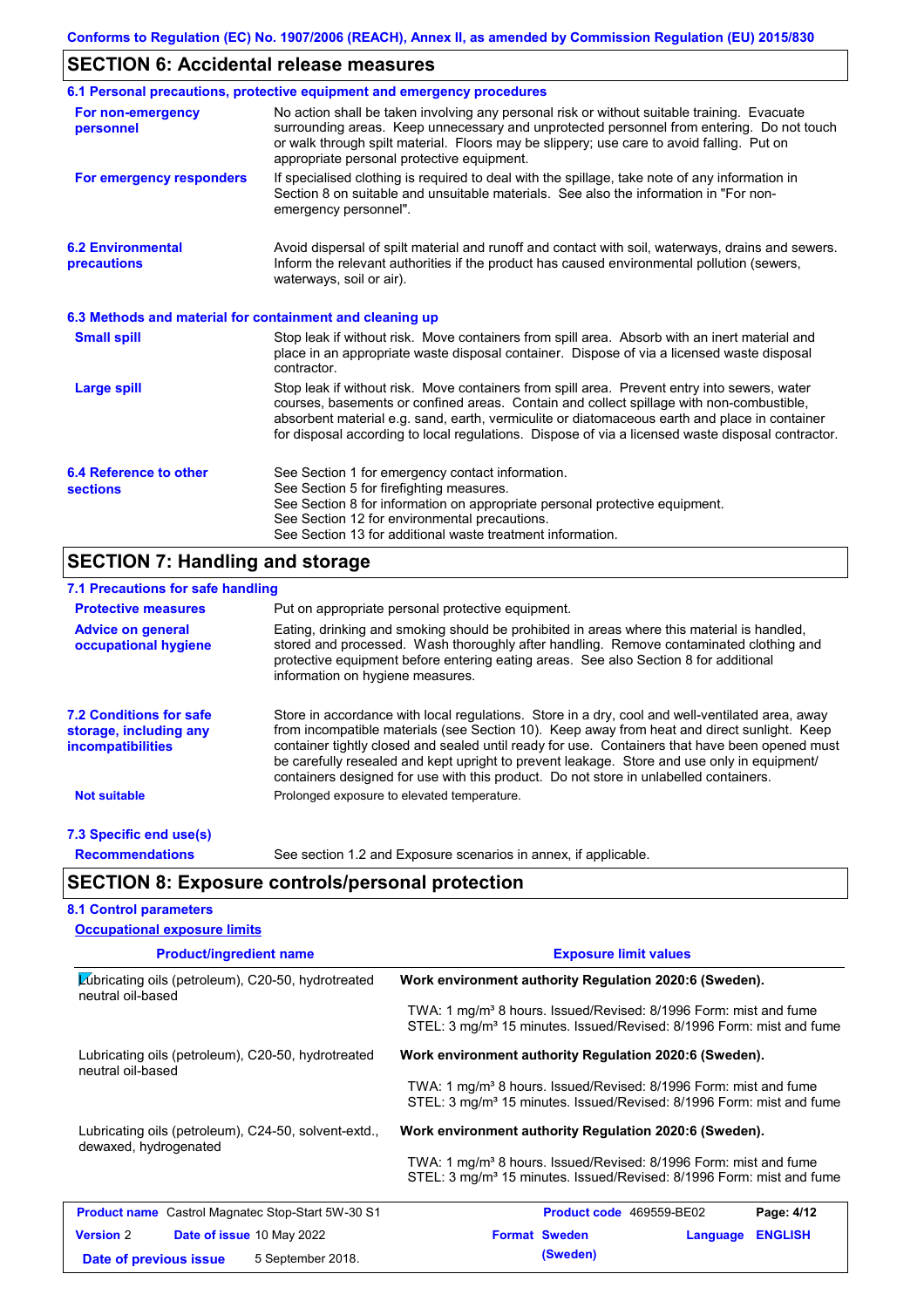## SECTION 6: Accidental release measures

### 6.1 Personal precautions, protective equipment and emergency procedures

**For non-emergency personnel**

No action shall be taken involving any personal risk or without suitable training. Evacuate surrounding areas. Keep unnecessary and unprotected personnel from entering. Do not touch or walk through spilt material. Floors may be slippery; use care to avoid falling. Put on appropriate personal protective equipment.

**For emergency responders**

If specialised clothing is required to deal with the spillage, take note of any information in Section 8 on suitable and unsuitable materials. See also the information in "For non-emergency personnel".

### 6.2 Environmental precautions

Avoid dispersal of spilt material and runoff and contact with soil, waterways, drains and sewers. Inform the relevant authorities if the product has caused environmental pollution (sewers, waterways, soil or air).

### 6.3 Methods and material for containment and cleaning up

**Small spill**

Stop leak if without risk. Move containers from spill area. Absorb with an inert material and place in an appropriate waste disposal container. Dispose of via a licensed waste disposal contractor.

**Large spill**

Stop leak if without risk. Move containers from spill area. Prevent entry into sewers, water courses, basements or confined areas. Contain and collect spillage with non-combustible, absorbent material e.g. sand, earth, vermiculite or diatomaceous earth and place in container for disposal according to local regulations. Dispose of via a licensed waste disposal contractor.

### 6.4 Reference to other sections

See Section 1 for emergency contact information.
See Section 5 for firefighting measures.
See Section 8 for information on appropriate personal protective equipment.
See Section 12 for environmental precautions.
See Section 13 for additional waste treatment information.

## SECTION 7: Handling and storage

### 7.1 Precautions for safe handling

**Protective measures**

Put on appropriate personal protective equipment.

**Advice on general occupational hygiene**

Eating, drinking and smoking should be prohibited in areas where this material is handled, stored and processed. Wash thoroughly after handling. Remove contaminated clothing and protective equipment before entering eating areas. See also Section 8 for additional information on hygiene measures.

### 7.2 Conditions for safe storage, including any incompatibilities

Store in accordance with local regulations. Store in a dry, cool and well-ventilated area, away from incompatible materials (see Section 10). Keep away from heat and direct sunlight. Keep container tightly closed and sealed until ready for use. Containers that have been opened must be carefully resealed and kept upright to prevent leakage. Store and use only in equipment/ containers designed for use with this product. Do not store in unlabelled containers.

**Not suitable**

Prolonged exposure to elevated temperature.

### 7.3 Specific end use(s)

**Recommendations**

See section 1.2 and Exposure scenarios in annex, if applicable.

## SECTION 8: Exposure controls/personal protection

### 8.1 Control parameters

**Occupational exposure limits**

| Product/ingredient name | Exposure limit values |
|---|---|
| Lubricating oils (petroleum), C20-50, hydrotreated neutral oil-based | **Work environment authority Regulation 2020:6 (Sweden).**<br>TWA: 1 mg/m³ 8 hours. Issued/Revised: 8/1996 Form: mist and fume<br>STEL: 3 mg/m³ 15 minutes. Issued/Revised: 8/1996 Form: mist and fume |
| Lubricating oils (petroleum), C20-50, hydrotreated neutral oil-based | **Work environment authority Regulation 2020:6 (Sweden).**<br>TWA: 1 mg/m³ 8 hours. Issued/Revised: 8/1996 Form: mist and fume<br>STEL: 3 mg/m³ 15 minutes. Issued/Revised: 8/1996 Form: mist and fume |
| Lubricating oils (petroleum), C24-50, solvent-extd., dewaxed, hydrogenated | **Work environment authority Regulation 2020:6 (Sweden).**<br>TWA: 1 mg/m³ 8 hours. Issued/Revised: 8/1996 Form: mist and fume<br>STEL: 3 mg/m³ 15 minutes. Issued/Revised: 8/1996 Form: mist and fume |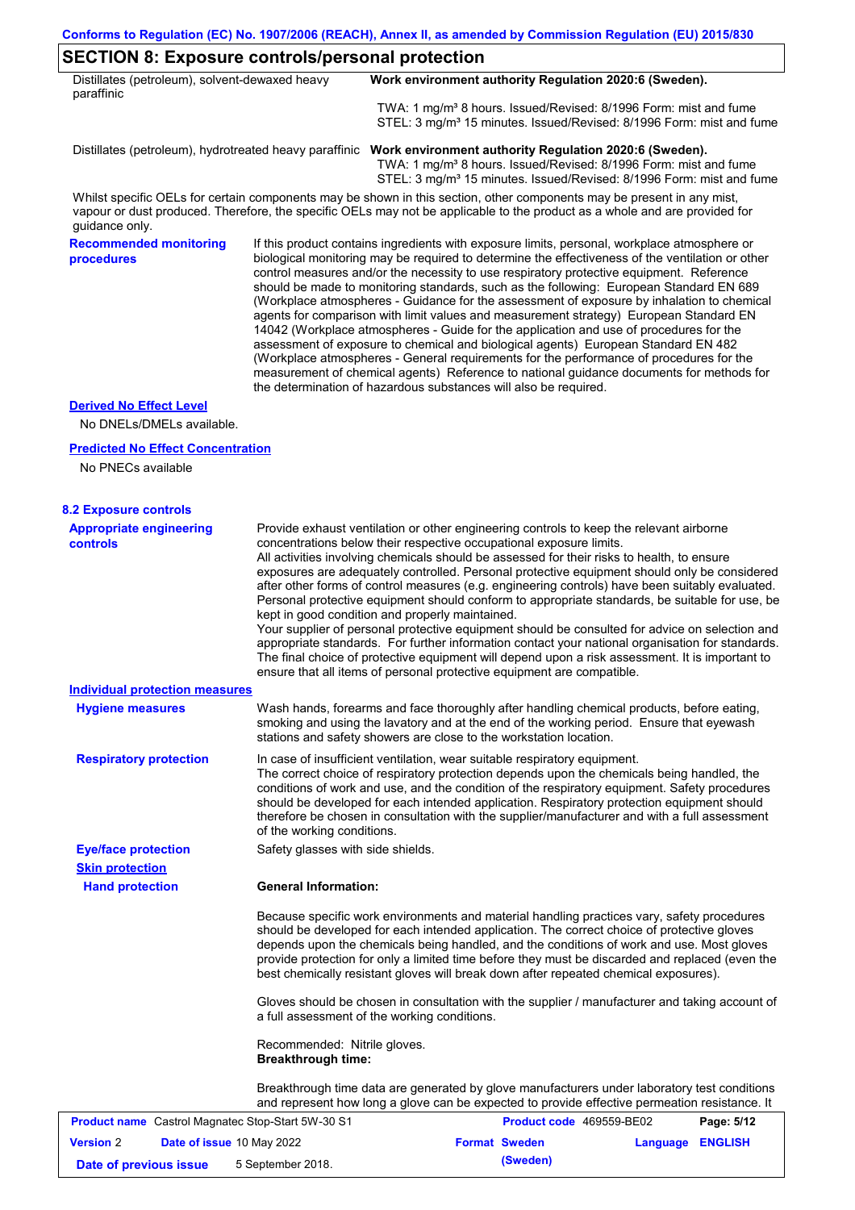## SECTION 8: Exposure controls/personal protection

| | |
|---|---|
| Distillates (petroleum), solvent-dewaxed heavy paraffinic | **Work environment authority Regulation 2020:6 (Sweden).** TWA: 1 mg/m³ 8 hours. Issued/Revised: 8/1996 Form: mist and fume STEL: 3 mg/m³ 15 minutes. Issued/Revised: 8/1996 Form: mist and fume |
| Distillates (petroleum), hydrotreated heavy paraffinic | **Work environment authority Regulation 2020:6 (Sweden).** TWA: 1 mg/m³ 8 hours. Issued/Revised: 8/1996 Form: mist and fume STEL: 3 mg/m³ 15 minutes. Issued/Revised: 8/1996 Form: mist and fume |

Whilst specific OELs for certain components may be shown in this section, other components may be present in any mist, vapour or dust produced. Therefore, the specific OELs may not be applicable to the product as a whole and are provided for guidance only.

**Recommended monitoring procedures**

If this product contains ingredients with exposure limits, personal, workplace atmosphere or biological monitoring may be required to determine the effectiveness of the ventilation or other control measures and/or the necessity to use respiratory protective equipment. Reference should be made to monitoring standards, such as the following: European Standard EN 689 (Workplace atmospheres - Guidance for the assessment of exposure by inhalation to chemical agents for comparison with limit values and measurement strategy) European Standard EN 14042 (Workplace atmospheres - Guide for the application and use of procedures for the assessment of exposure to chemical and biological agents) European Standard EN 482 (Workplace atmospheres - General requirements for the performance of procedures for the measurement of chemical agents) Reference to national guidance documents for methods for the determination of hazardous substances will also be required.

**Derived No Effect Level**

No DNELs/DMELs available.

**Predicted No Effect Concentration**

No PNECs available

### 8.2 Exposure controls

**Appropriate engineering controls**

Provide exhaust ventilation or other engineering controls to keep the relevant airborne concentrations below their respective occupational exposure limits.
All activities involving chemicals should be assessed for their risks to health, to ensure exposures are adequately controlled. Personal protective equipment should only be considered after other forms of control measures (e.g. engineering controls) have been suitably evaluated. Personal protective equipment should conform to appropriate standards, be suitable for use, be kept in good condition and properly maintained.
Your supplier of personal protective equipment should be consulted for advice on selection and appropriate standards. For further information contact your national organisation for standards.
The final choice of protective equipment will depend upon a risk assessment. It is important to ensure that all items of personal protective equipment are compatible.

**Individual protection measures**

**Hygiene measures**

Wash hands, forearms and face thoroughly after handling chemical products, before eating, smoking and using the lavatory and at the end of the working period. Ensure that eyewash stations and safety showers are close to the workstation location.

**Respiratory protection**

In case of insufficient ventilation, wear suitable respiratory equipment.
The correct choice of respiratory protection depends upon the chemicals being handled, the conditions of work and use, and the condition of the respiratory equipment. Safety procedures should be developed for each intended application. Respiratory protection equipment should therefore be chosen in consultation with the supplier/manufacturer and with a full assessment of the working conditions.

**Eye/face protection**

Safety glasses with side shields.

**Skin protection**

**Hand protection**

**General Information:**

Because specific work environments and material handling practices vary, safety procedures should be developed for each intended application. The correct choice of protective gloves depends upon the chemicals being handled, and the conditions of work and use. Most gloves provide protection for only a limited time before they must be discarded and replaced (even the best chemically resistant gloves will break down after repeated chemical exposures).

Gloves should be chosen in consultation with the supplier / manufacturer and taking account of a full assessment of the working conditions.

Recommended: Nitrile gloves.
**Breakthrough time:**

Breakthrough time data are generated by glove manufacturers under laboratory test conditions and represent how long a glove can be expected to provide effective permeation resistance. It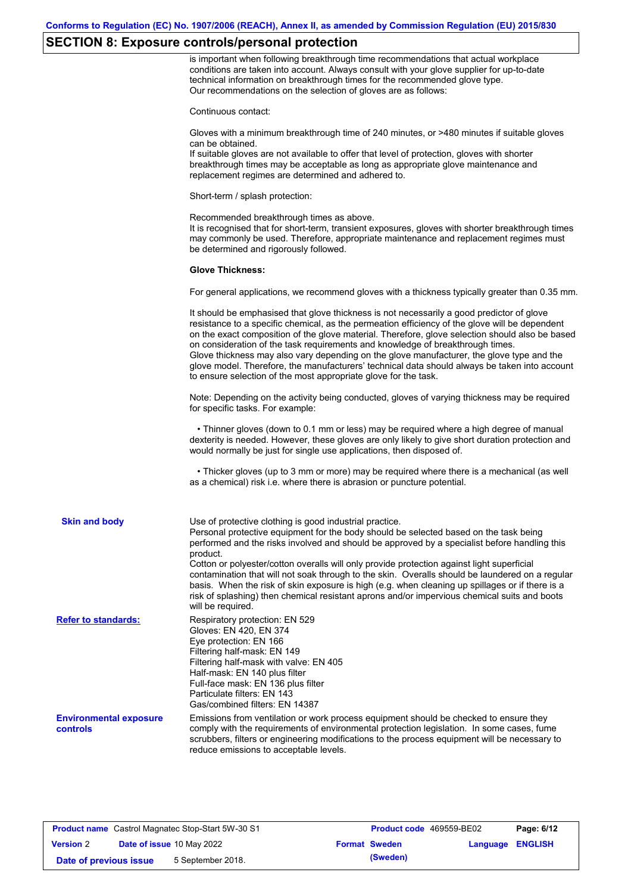## SECTION 8: Exposure controls/personal protection

is important when following breakthrough time recommendations that actual workplace conditions are taken into account. Always consult with your glove supplier for up-to-date technical information on breakthrough times for the recommended glove type.
Our recommendations on the selection of gloves are as follows:

Continuous contact:

Gloves with a minimum breakthrough time of 240 minutes, or >480 minutes if suitable gloves can be obtained.
If suitable gloves are not available to offer that level of protection, gloves with shorter breakthrough times may be acceptable as long as appropriate glove maintenance and replacement regimes are determined and adhered to.

Short-term / splash protection:

Recommended breakthrough times as above.
It is recognised that for short-term, transient exposures, gloves with shorter breakthrough times may commonly be used. Therefore, appropriate maintenance and replacement regimes must be determined and rigorously followed.

**Glove Thickness:**

For general applications, we recommend gloves with a thickness typically greater than 0.35 mm.

It should be emphasised that glove thickness is not necessarily a good predictor of glove resistance to a specific chemical, as the permeation efficiency of the glove will be dependent on the exact composition of the glove material. Therefore, glove selection should also be based on consideration of the task requirements and knowledge of breakthrough times.
Glove thickness may also vary depending on the glove manufacturer, the glove type and the glove model. Therefore, the manufacturers' technical data should always be taken into account to ensure selection of the most appropriate glove for the task.

Note: Depending on the activity being conducted, gloves of varying thickness may be required for specific tasks. For example:

- Thinner gloves (down to 0.1 mm or less) may be required where a high degree of manual dexterity is needed. However, these gloves are only likely to give short duration protection and would normally be just for single use applications, then disposed of.

- Thicker gloves (up to 3 mm or more) may be required where there is a mechanical (as well as a chemical) risk i.e. where there is abrasion or puncture potential.

**Skin and body**

Use of protective clothing is good industrial practice.
Personal protective equipment for the body should be selected based on the task being performed and the risks involved and should be approved by a specialist before handling this product.
Cotton or polyester/cotton overalls will only provide protection against light superficial contamination that will not soak through to the skin. Overalls should be laundered on a regular basis. When the risk of skin exposure is high (e.g. when cleaning up spillages or if there is a risk of splashing) then chemical resistant aprons and/or impervious chemical suits and boots will be required.

**Refer to standards:**

Respiratory protection: EN 529
Gloves: EN 420, EN 374
Eye protection: EN 166
Filtering half-mask: EN 149
Filtering half-mask with valve: EN 405
Half-mask: EN 140 plus filter
Full-face mask: EN 136 plus filter
Particulate filters: EN 143
Gas/combined filters: EN 14387

**Environmental exposure controls**

Emissions from ventilation or work process equipment should be checked to ensure they comply with the requirements of environmental protection legislation. In some cases, fume scrubbers, filters or engineering modifications to the process equipment will be necessary to reduce emissions to acceptable levels.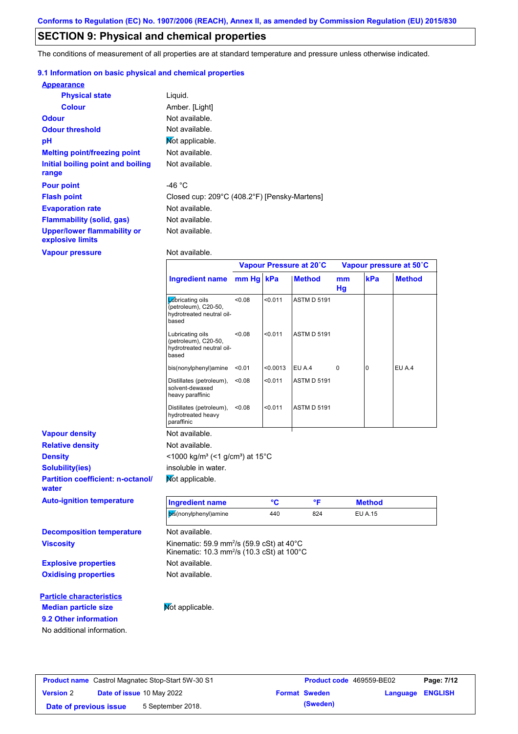Conforms to Regulation (EC) No. 1907/2006 (REACH), Annex II, as amended by Commission Regulation (EU) 2015/830

## SECTION 9: Physical and chemical properties

The conditions of measurement of all properties are at standard temperature and pressure unless otherwise indicated.

### 9.1 Information on basic physical and chemical properties

**Appearance**

| | |
|---|---|
| **Physical state** | Liquid. |
| **Colour** | Amber. [Light] |
| **Odour** | Not available. |
| **Odour threshold** | Not available. |
| **pH** | Not applicable. |
| **Melting point/freezing point** | Not available. |
| **Initial boiling point and boiling range** | Not available. |
| **Pour point** | -46 °C |
| **Flash point** | Closed cup: 209°C (408.2°F) [Pensky-Martens] |
| **Evaporation rate** | Not available. |
| **Flammability (solid, gas)** | Not available. |
| **Upper/lower flammability or explosive limits** | Not available. |
| **Vapour pressure** | Not available. |

| Ingredient name | Vapour Pressure at 20˚C | | | Vapour pressure at 50˚C | | |
|---|---|---|---|---|---|---|
| | mm Hg | kPa | Method | mm Hg | kPa | Method |
| Lubricating oils (petroleum), C20-50, hydrotreated neutral oil-based | <0.08 | <0.011 | ASTM D 5191 | | | |
| Lubricating oils (petroleum), C20-50, hydrotreated neutral oil-based | <0.08 | <0.011 | ASTM D 5191 | | | |
| bis(nonylphenyl)amine | <0.01 | <0.0013 | EU A.4 | 0 | 0 | EU A.4 |
| Distillates (petroleum), solvent-dewaxed heavy paraffinic | <0.08 | <0.011 | ASTM D 5191 | | | |
| Distillates (petroleum), hydrotreated heavy paraffinic | <0.08 | <0.011 | ASTM D 5191 | | | |

| | |
|---|---|
| **Vapour density** | Not available. |
| **Relative density** | Not available. |
| **Density** | <1000 kg/m³ (<1 g/cm³) at 15°C |
| **Solubility(ies)** | insoluble in water. |
| **Partition coefficient: n-octanol/ water** | Not applicable. |
| **Auto-ignition temperature** | |

| Ingredient name | °C | °F | Method |
|---|---|---|---|
| bis(nonylphenyl)amine | 440 | 824 | EU A.15 |

| | |
|---|---|
| **Decomposition temperature** | Not available. |
| **Viscosity** | Kinematic: 59.9 mm²/s (59.9 cSt) at 40°C<br>Kinematic: 10.3 mm²/s (10.3 cSt) at 100°C |
| **Explosive properties** | Not available. |
| **Oxidising properties** | Not available. |

**Particle characteristics**

| | |
|---|---|
| **Median particle size** | Not applicable. |

### 9.2 Other information

No additional information.

| | | | |
|---|---|---|---|
| **Product name** Castrol Magnatec Stop-Start 5W-30 S1 | | **Product code** 469559-BE02 | |
| **Version** 2 | **Date of issue** 10 May 2022 | **Format** Sweden (Sweden) | **Language** ENGLISH |
| **Date of previous issue** 5 September 2018. | | | |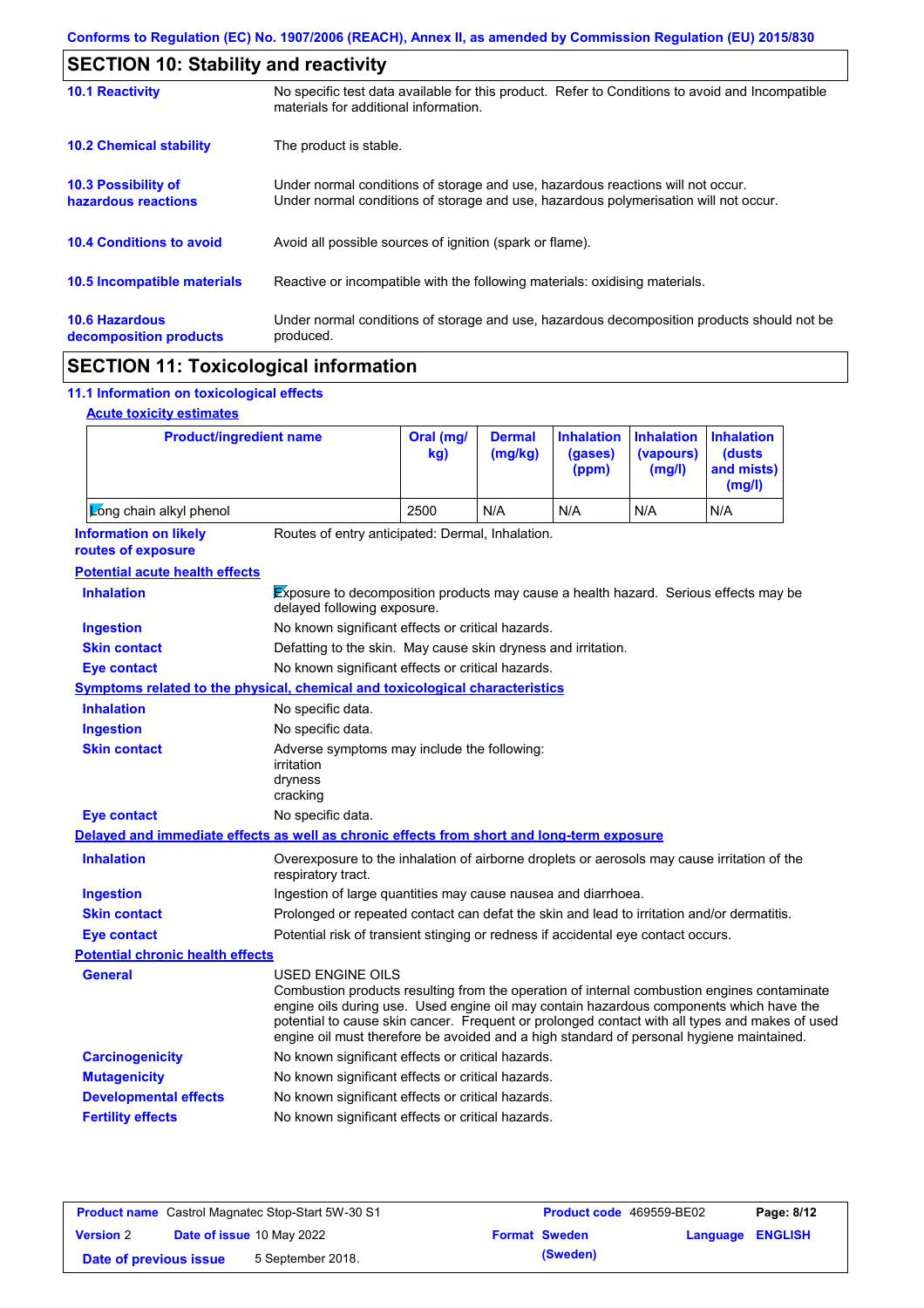Conforms to Regulation (EC) No. 1907/2006 (REACH), Annex II, as amended by Commission Regulation (EU) 2015/830

## SECTION 10: Stability and reactivity

| | |
|---|---|
| **10.1 Reactivity** | No specific test data available for this product. Refer to Conditions to avoid and Incompatible materials for additional information. |
| **10.2 Chemical stability** | The product is stable. |
| **10.3 Possibility of hazardous reactions** | Under normal conditions of storage and use, hazardous reactions will not occur. Under normal conditions of storage and use, hazardous polymerisation will not occur. |
| **10.4 Conditions to avoid** | Avoid all possible sources of ignition (spark or flame). |
| **10.5 Incompatible materials** | Reactive or incompatible with the following materials: oxidising materials. |
| **10.6 Hazardous decomposition products** | Under normal conditions of storage and use, hazardous decomposition products should not be produced. |

## SECTION 11: Toxicological information

### 11.1 Information on toxicological effects

**Acute toxicity estimates**

| Product/ingredient name | Oral (mg/kg) | Dermal (mg/kg) | Inhalation (gases) (ppm) | Inhalation (vapours) (mg/l) | Inhalation (dusts and mists) (mg/l) |
|---|---|---|---|---|---|
| Long chain alkyl phenol | 2500 | N/A | N/A | N/A | N/A |

**Information on likely routes of exposure**: Routes of entry anticipated: Dermal, Inhalation.

**Potential acute health effects**

| | |
|---|---|
| **Inhalation** | Exposure to decomposition products may cause a health hazard. Serious effects may be delayed following exposure. |
| **Ingestion** | No known significant effects or critical hazards. |
| **Skin contact** | Defatting to the skin. May cause skin dryness and irritation. |
| **Eye contact** | No known significant effects or critical hazards. |

**Symptoms related to the physical, chemical and toxicological characteristics**

| | |
|---|---|
| **Inhalation** | No specific data. |
| **Ingestion** | No specific data. |
| **Skin contact** | Adverse symptoms may include the following: irritation dryness cracking |
| **Eye contact** | No specific data. |

**Delayed and immediate effects as well as chronic effects from short and long-term exposure**

| | |
|---|---|
| **Inhalation** | Overexposure to the inhalation of airborne droplets or aerosols may cause irritation of the respiratory tract. |
| **Ingestion** | Ingestion of large quantities may cause nausea and diarrhoea. |
| **Skin contact** | Prolonged or repeated contact can defat the skin and lead to irritation and/or dermatitis. |
| **Eye contact** | Potential risk of transient stinging or redness if accidental eye contact occurs. |

**Potential chronic health effects**

| | |
|---|---|
| **General** | USED ENGINE OILS Combustion products resulting from the operation of internal combustion engines contaminate engine oils during use. Used engine oil may contain hazardous components which have the potential to cause skin cancer. Frequent or prolonged contact with all types and makes of used engine oil must therefore be avoided and a high standard of personal hygiene maintained. |
| **Carcinogenicity** | No known significant effects or critical hazards. |
| **Mutagenicity** | No known significant effects or critical hazards. |
| **Developmental effects** | No known significant effects or critical hazards. |
| **Fertility effects** | No known significant effects or critical hazards. |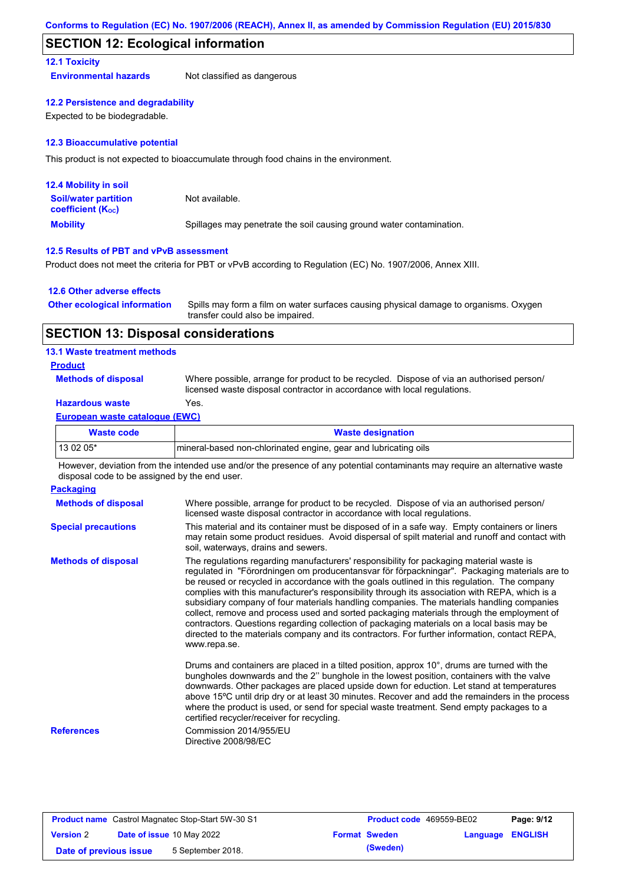## SECTION 12: Ecological information

### 12.1 Toxicity

**Environmental hazards** Not classified as dangerous

### 12.2 Persistence and degradability

Expected to be biodegradable.

### 12.3 Bioaccumulative potential

This product is not expected to bioaccumulate through food chains in the environment.

### 12.4 Mobility in soil

**Soil/water partition coefficient ($K_{OC}$)** Not available.

**Mobility** Spillages may penetrate the soil causing ground water contamination.

### 12.5 Results of PBT and vPvB assessment

Product does not meet the criteria for PBT or vPvB according to Regulation (EC) No. 1907/2006, Annex XIII.

### 12.6 Other adverse effects

**Other ecological information** Spills may form a film on water surfaces causing physical damage to organisms. Oxygen transfer could also be impaired.

## SECTION 13: Disposal considerations

### 13.1 Waste treatment methods

**Product**

**Methods of disposal** Where possible, arrange for product to be recycled. Dispose of via an authorised person/ licensed waste disposal contractor in accordance with local regulations.

**Hazardous waste** Yes.

**European waste catalogue (EWC)**

| Waste code | Waste designation |
|---|---|
| 13 02 05* | mineral-based non-chlorinated engine, gear and lubricating oils |

However, deviation from the intended use and/or the presence of any potential contaminants may require an alternative waste disposal code to be assigned by the end user.

**Packaging**

**Methods of disposal** Where possible, arrange for product to be recycled. Dispose of via an authorised person/ licensed waste disposal contractor in accordance with local regulations.

**Special precautions** This material and its container must be disposed of in a safe way. Empty containers or liners may retain some product residues. Avoid dispersal of spilt material and runoff and contact with soil, waterways, drains and sewers.

**Methods of disposal** The regulations regarding manufacturers' responsibility for packaging material waste is regulated in "Förordningen om producentansvar för förpackningar". Packaging materials are to be reused or recycled in accordance with the goals outlined in this regulation. The company complies with this manufacturer's responsibility through its association with REPA, which is a subsidiary company of four materials handling companies. The materials handling companies collect, remove and process used and sorted packaging materials through the employment of contractors. Questions regarding collection of packaging materials on a local basis may be directed to the materials company and its contractors. For further information, contact REPA, www.repa.se.

Drums and containers are placed in a tilted position, approx 10°, drums are turned with the bungholes downwards and the 2'' bunghole in the lowest position, containers with the valve downwards. Other packages are placed upside down for eduction. Let stand at temperatures above 15ºC until drip dry or at least 30 minutes. Recover and add the remainders in the process where the product is used, or send for special waste treatment. Send empty packages to a certified recycler/receiver for recycling.

**References** Commission 2014/955/EU
Directive 2008/98/EC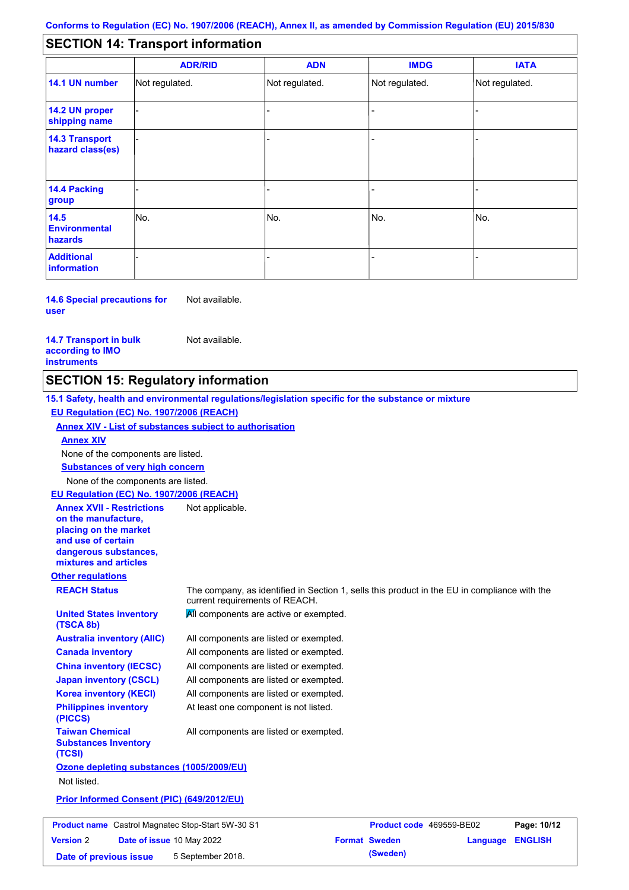## SECTION 14: Transport information

| | ADR/RID | ADN | IMDG | IATA |
|---|---|---|---|---|
| **14.1 UN number** | Not regulated. | Not regulated. | Not regulated. | Not regulated. |
| **14.2 UN proper shipping name** | - | - | - | - |
| **14.3 Transport hazard class(es)** | - | - | - | - |
| **14.4 Packing group** | - | - | - | - |
| **14.5 Environmental hazards** | No. | No. | No. | No. |
| **Additional information** | - | - | - | - |

**14.6 Special precautions for user** Not available.

**14.7 Transport in bulk according to IMO instruments** Not available.

## SECTION 15: Regulatory information

**15.1 Safety, health and environmental regulations/legislation specific for the substance or mixture**

**EU Regulation (EC) No. 1907/2006 (REACH)**

**Annex XIV - List of substances subject to authorisation**

**Annex XIV**

None of the components are listed.

**Substances of very high concern**

None of the components are listed.

**EU Regulation (EC) No. 1907/2006 (REACH)**

**Annex XVII - Restrictions on the manufacture, placing on the market and use of certain dangerous substances, mixtures and articles** Not applicable.

**Other regulations**

**REACH Status** The company, as identified in Section 1, sells this product in the EU in compliance with the current requirements of REACH.

**United States inventory (TSCA 8b)** All components are active or exempted.

**Australia inventory (AIIC)** All components are listed or exempted.

**Canada inventory** All components are listed or exempted.

**China inventory (IECSC)** All components are listed or exempted.

**Japan inventory (CSCL)** All components are listed or exempted.

**Korea inventory (KECI)** All components are listed or exempted.

**Philippines inventory (PICCS)** At least one component is not listed.

**Taiwan Chemical Substances Inventory (TCSI)** All components are listed or exempted.

**Ozone depleting substances (1005/2009/EU)**

Not listed.

**Prior Informed Consent (PIC) (649/2012/EU)**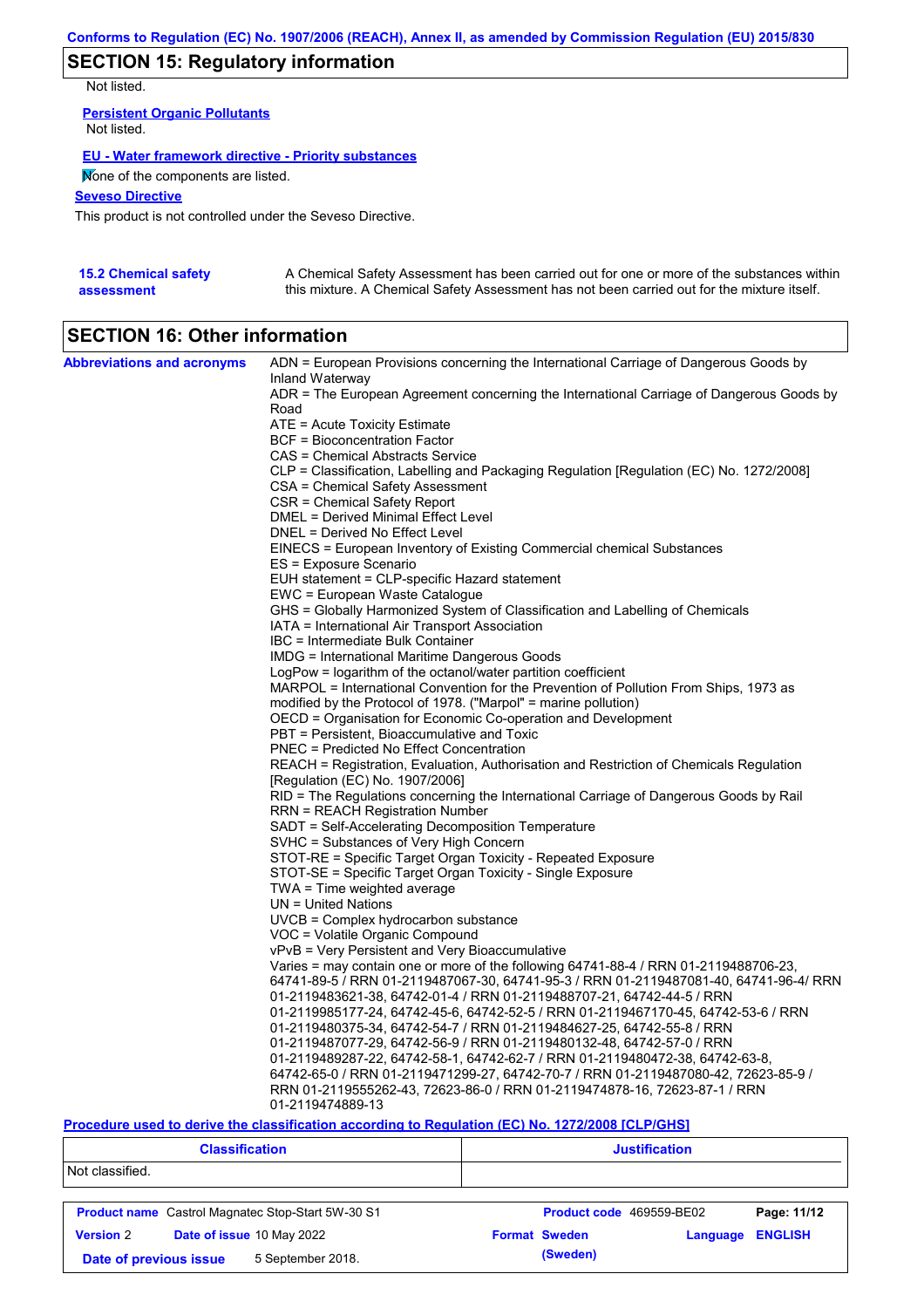## SECTION 15: Regulatory information

Not listed.

**Persistent Organic Pollutants**

Not listed.

**EU - Water framework directive - Priority substances**

None of the components are listed.

**Seveso Directive**

This product is not controlled under the Seveso Directive.

**15.2 Chemical safety assessment**

A Chemical Safety Assessment has been carried out for one or more of the substances within this mixture. A Chemical Safety Assessment has not been carried out for the mixture itself.

## SECTION 16: Other information

**Abbreviations and acronyms**

ADN = European Provisions concerning the International Carriage of Dangerous Goods by Inland Waterway
ADR = The European Agreement concerning the International Carriage of Dangerous Goods by Road
ATE = Acute Toxicity Estimate
BCF = Bioconcentration Factor
CAS = Chemical Abstracts Service
CLP = Classification, Labelling and Packaging Regulation [Regulation (EC) No. 1272/2008]
CSA = Chemical Safety Assessment
CSR = Chemical Safety Report
DMEL = Derived Minimal Effect Level
DNEL = Derived No Effect Level
EINECS = European Inventory of Existing Commercial chemical Substances
ES = Exposure Scenario
EUH statement = CLP-specific Hazard statement
EWC = European Waste Catalogue
GHS = Globally Harmonized System of Classification and Labelling of Chemicals
IATA = International Air Transport Association
IBC = Intermediate Bulk Container
IMDG = International Maritime Dangerous Goods
LogPow = logarithm of the octanol/water partition coefficient
MARPOL = International Convention for the Prevention of Pollution From Ships, 1973 as modified by the Protocol of 1978. ("Marpol" = marine pollution)
OECD = Organisation for Economic Co-operation and Development
PBT = Persistent, Bioaccumulative and Toxic
PNEC = Predicted No Effect Concentration
REACH = Registration, Evaluation, Authorisation and Restriction of Chemicals Regulation [Regulation (EC) No. 1907/2006]
RID = The Regulations concerning the International Carriage of Dangerous Goods by Rail
RRN = REACH Registration Number
SADT = Self-Accelerating Decomposition Temperature
SVHC = Substances of Very High Concern
STOT-RE = Specific Target Organ Toxicity - Repeated Exposure
STOT-SE = Specific Target Organ Toxicity - Single Exposure
TWA = Time weighted average
UN = United Nations
UVCB = Complex hydrocarbon substance
VOC = Volatile Organic Compound
vPvB = Very Persistent and Very Bioaccumulative
Varies = may contain one or more of the following 64741-88-4 / RRN 01-2119488706-23, 64741-89-5 / RRN 01-2119487067-30, 64741-95-3 / RRN 01-2119487081-40, 64741-96-4/ RRN 01-2119483621-38, 64742-01-4 / RRN 01-2119488707-21, 64742-44-5 / RRN 01-2119985177-24, 64742-45-6, 64742-52-5 / RRN 01-2119467170-45, 64742-53-6 / RRN 01-2119480375-34, 64742-54-7 / RRN 01-2119484627-25, 64742-55-8 / RRN 01-2119487077-29, 64742-56-9 / RRN 01-2119480132-48, 64742-57-0 / RRN 01-2119489287-22, 64742-58-1, 64742-62-7 / RRN 01-2119480472-38, 64742-63-8, 64742-65-0 / RRN 01-2119471299-27, 64742-70-7 / RRN 01-2119487080-42, 72623-85-9 / RRN 01-2119555262-43, 72623-86-0 / RRN 01-2119474878-16, 72623-87-1 / RRN 01-2119474889-13

**Procedure used to derive the classification according to Regulation (EC) No. 1272/2008 [CLP/GHS]**

| Classification | Justification |
|---|---|
| Not classified. | |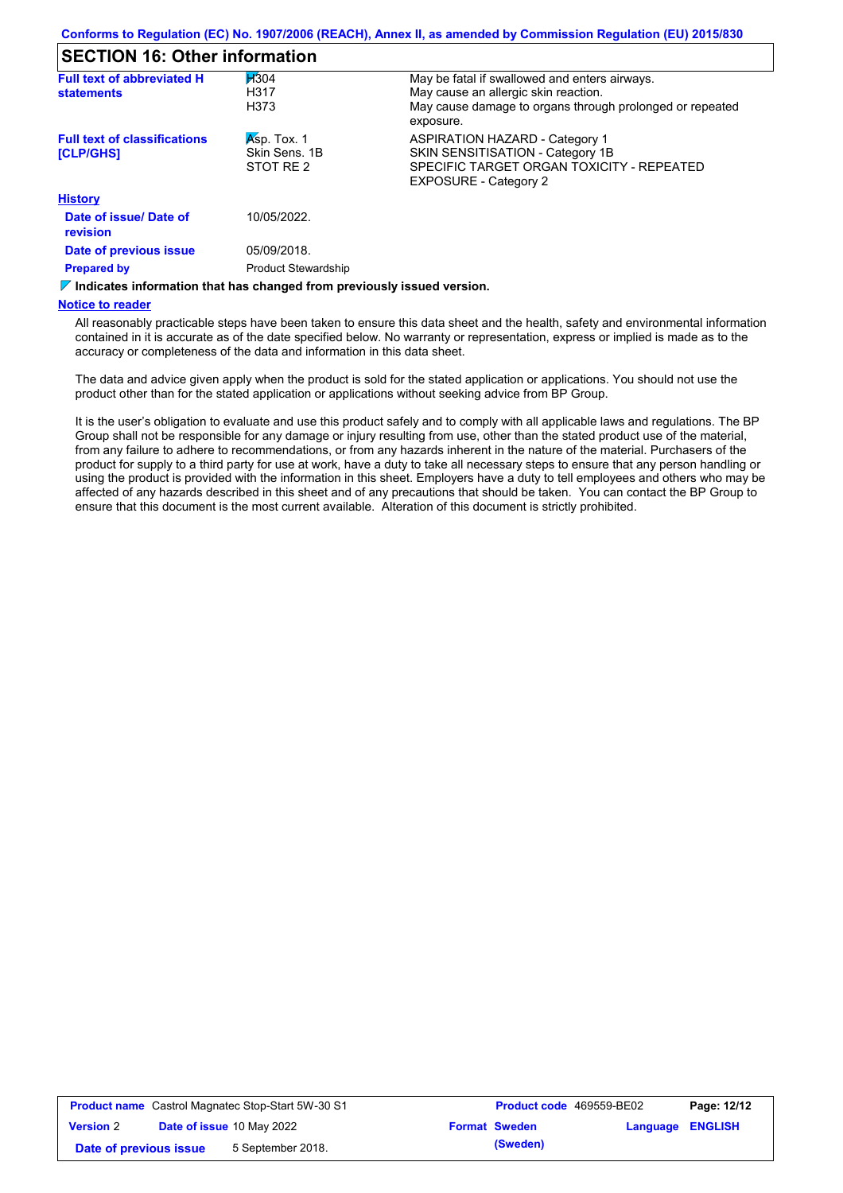## SECTION 16: Other information

| | | |
|---|---|---|
| **Full text of abbreviated H statements** | H304<br>H317<br>H373 | May be fatal if swallowed and enters airways.<br>May cause an allergic skin reaction.<br>May cause damage to organs through prolonged or repeated exposure. |
| **Full text of classifications [CLP/GHS]** | Asp. Tox. 1<br>Skin Sens. 1B<br>STOT RE 2 | ASPIRATION HAZARD - Category 1<br>SKIN SENSITISATION - Category 1B<br>SPECIFIC TARGET ORGAN TOXICITY - REPEATED EXPOSURE - Category 2 |

**History**

| | |
|---|---|
| **Date of issue/ Date of revision** | 10/05/2022. |
| **Date of previous issue** | 05/09/2018. |
| **Prepared by** | Product Stewardship |

**Indicates information that has changed from previously issued version.**

**Notice to reader**

All reasonably practicable steps have been taken to ensure this data sheet and the health, safety and environmental information contained in it is accurate as of the date specified below. No warranty or representation, express or implied is made as to the accuracy or completeness of the data and information in this data sheet.

The data and advice given apply when the product is sold for the stated application or applications. You should not use the product other than for the stated application or applications without seeking advice from BP Group.

It is the user's obligation to evaluate and use this product safely and to comply with all applicable laws and regulations. The BP Group shall not be responsible for any damage or injury resulting from use, other than the stated product use of the material, from any failure to adhere to recommendations, or from any hazards inherent in the nature of the material. Purchasers of the product for supply to a third party for use at work, have a duty to take all necessary steps to ensure that any person handling or using the product is provided with the information in this sheet. Employers have a duty to tell employees and others who may be affected of any hazards described in this sheet and of any precautions that should be taken. You can contact the BP Group to ensure that this document is the most current available. Alteration of this document is strictly prohibited.